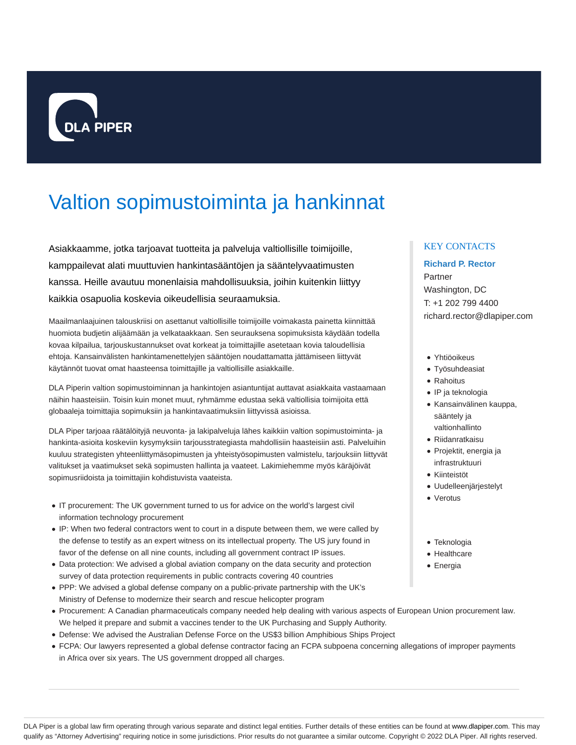# Valtion sopimustoiminta ja hankinnat

Asiakkaamme, jotka tarjoavat tuotteita ja palveluja valtiollisille toimijoille, kamppailevat alati muuttuvien hankintasääntöjen ja sääntelyvaatimusten kanssa. Heille avautuu monenlaisia mahdollisuuksia, joihin kuitenkin liittyy kaikkia osapuolia koskevia oikeudellisia seuraamuksia.

Maailmanlaajuinen talouskriisi on asettanut valtiollisille toimijoille voimakasta painetta kiinnittää huomiota budjetin alijäämään ja velkataakkaan. Sen seurauksena sopimuksista käydään todella kovaa kilpailua, tarjouskustannukset ovat korkeat ja toimittajille asetetaan kovia taloudellisia ehtoja. Kansainvälisten hankintamenettelyjen sääntöjen noudattamatta jättämiseen liittyvät käytännöt tuovat omat haasteensa toimittajille ja valtiollisille asiakkaille.

DLA Piperin valtion sopimustoiminnan ja hankintojen asiantuntijat auttavat asiakkaita vastaamaan näihin haasteisiin. Toisin kuin monet muut, ryhmämme edustaa sekä valtiollisia toimijoita että globaaleja toimittajia sopimuksiin ja hankintavaatimuksiin liittyvissä asioissa.

DLA Piper tarjoaa räätälöityjä neuvonta- ja lakipalveluja lähes kaikkiin valtion sopimustoiminta- ja hankinta-asioita koskeviin kysymyksiin tarjousstrategiasta mahdollisiin haasteisiin asti. Palveluihin kuuluu strategisten yhteenliittymäsopimusten ja yhteistyösopimusten valmistelu, tarjouksiin liittyvät valitukset ja vaatimukset sekä sopimusten hallinta ja vaateet. Lakimiehemme myös käräjöivät sopimusriidoista ja toimittajiin kohdistuvista vaateista.

- IT procurement: The UK government turned to us for advice on the world's largest civil information technology procurement
- IP: When two federal contractors went to court in a dispute between them, we were called by the defense to testify as an expert witness on its intellectual property. The US jury found in favor of the defense on all nine counts, including all government contract IP issues.
- Data protection: We advised a global aviation company on the data security and protection survey of data protection requirements in public contracts covering 40 countries
- PPP: We advised a global defense company on a public-private partnership with the UK's Ministry of Defense to modernize their search and rescue helicopter program
- Procurement: A Canadian pharmaceuticals company needed help dealing with various aspects of European Union procurement law. We helped it prepare and submit a vaccines tender to the UK Purchasing and Supply Authority.
- Defense: We advised the Australian Defense Force on the US$3 billion Amphibious Ships Project
- FCPA: Our lawyers represented a global defense contractor facing an FCPA subpoena concerning allegations of improper payments in Africa over six years. The US government dropped all charges.

## KEY CONTACTS

**Richard P. Rector**
Partner
Washington, DC
T: +1 202 799 4400
richard.rector@dlapiper.com

- Yhtiöoikeus
- Työsuhdeasiat
- Rahoitus
- IP ja teknologia
- Kansainvälinen kauppa, sääntely ja valtionhallinto
- Riidanratkaisu
- Projektit, energia ja infrastruktuuri
- Kiinteistöt
- Uudelleenjärjestelyt
- Verotus

- Teknologia
- Healthcare
- Energia

DLA Piper is a global law firm operating through various separate and distinct legal entities. Further details of these entities can be found at www.dlapiper.com. This may qualify as "Attorney Advertising" requiring notice in some jurisdictions. Prior results do not guarantee a similar outcome. Copyright © 2022 DLA Piper. All rights reserved.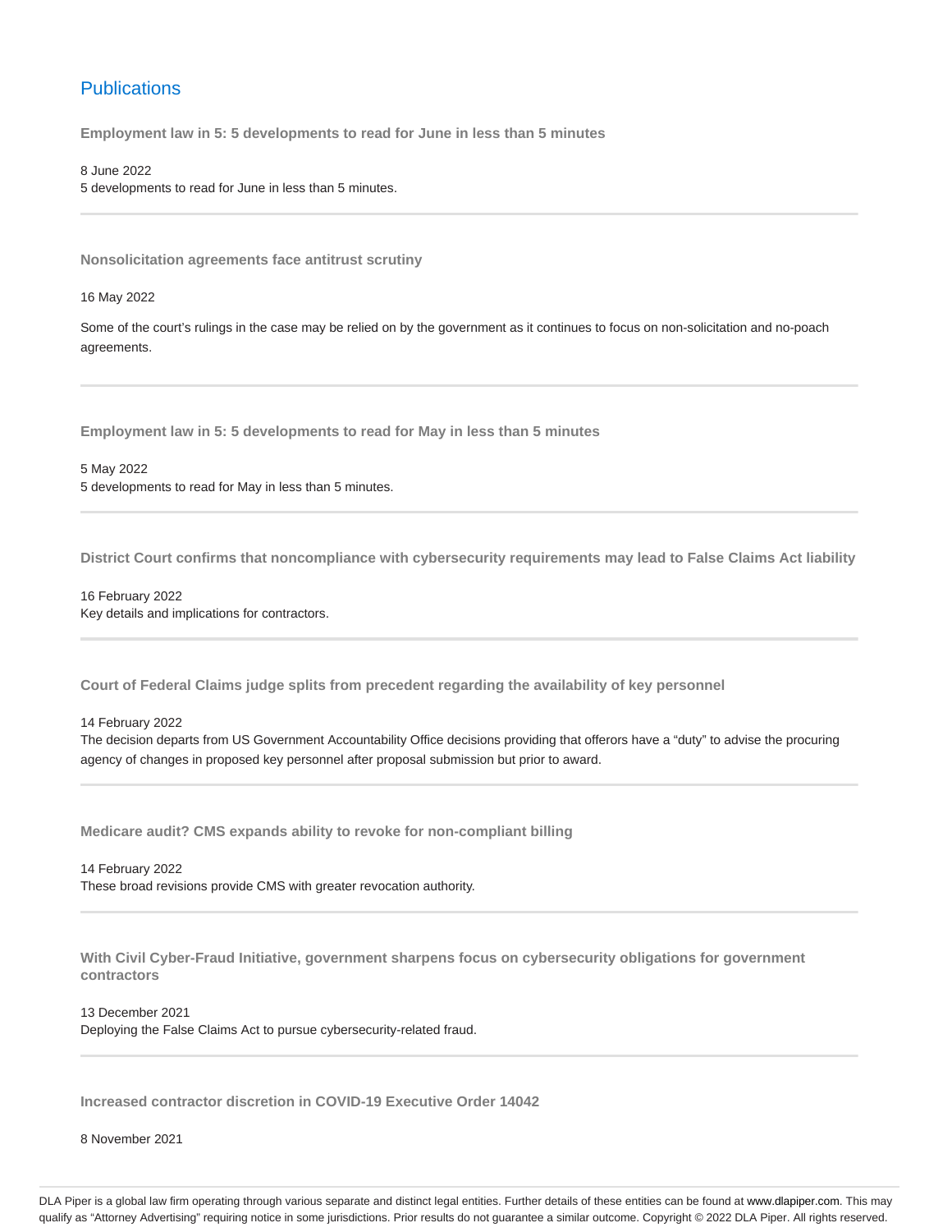## Publications

### Employment law in 5: 5 developments to read for June in less than 5 minutes

8 June 2022
5 developments to read for June in less than 5 minutes.

---

### Nonsolicitation agreements face antitrust scrutiny

16 May 2022

Some of the court's rulings in the case may be relied on by the government as it continues to focus on non-solicitation and no-poach agreements.

---

### Employment law in 5: 5 developments to read for May in less than 5 minutes

5 May 2022
5 developments to read for May in less than 5 minutes.

---

### District Court confirms that noncompliance with cybersecurity requirements may lead to False Claims Act liability

16 February 2022
Key details and implications for contractors.

---

### Court of Federal Claims judge splits from precedent regarding the availability of key personnel

14 February 2022
The decision departs from US Government Accountability Office decisions providing that offerors have a "duty" to advise the procuring agency of changes in proposed key personnel after proposal submission but prior to award.

---

### Medicare audit? CMS expands ability to revoke for non-compliant billing

14 February 2022
These broad revisions provide CMS with greater revocation authority.

---

### With Civil Cyber-Fraud Initiative, government sharpens focus on cybersecurity obligations for government contractors

13 December 2021
Deploying the False Claims Act to pursue cybersecurity-related fraud.

---

### Increased contractor discretion in COVID-19 Executive Order 14042

8 November 2021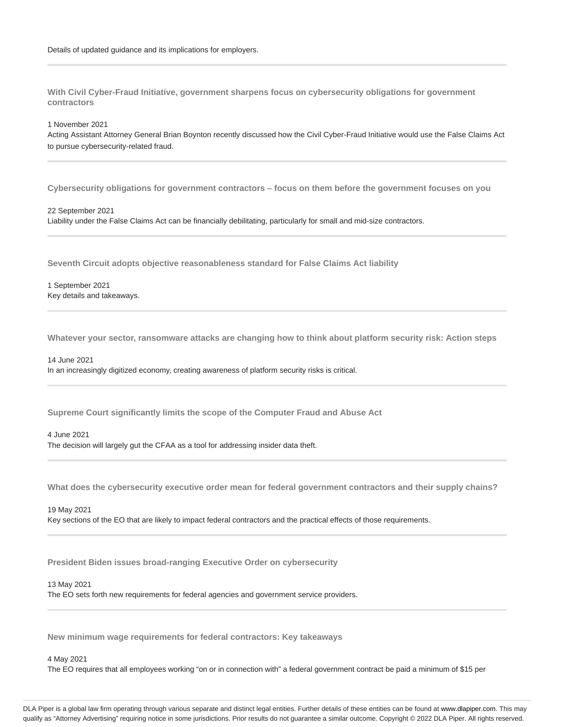Details of updated guidance and its implications for employers.

---

### With Civil Cyber-Fraud Initiative, government sharpens focus on cybersecurity obligations for government contractors

1 November 2021

Acting Assistant Attorney General Brian Boynton recently discussed how the Civil Cyber-Fraud Initiative would use the False Claims Act to pursue cybersecurity-related fraud.

---

### Cybersecurity obligations for government contractors – focus on them before the government focuses on you

22 September 2021

Liability under the False Claims Act can be financially debilitating, particularly for small and mid-size contractors.

---

### Seventh Circuit adopts objective reasonableness standard for False Claims Act liability

1 September 2021

Key details and takeaways.

---

### Whatever your sector, ransomware attacks are changing how to think about platform security risk: Action steps

14 June 2021

In an increasingly digitized economy, creating awareness of platform security risks is critical.

---

### Supreme Court significantly limits the scope of the Computer Fraud and Abuse Act

4 June 2021

The decision will largely gut the CFAA as a tool for addressing insider data theft.

---

### What does the cybersecurity executive order mean for federal government contractors and their supply chains?

19 May 2021

Key sections of the EO that are likely to impact federal contractors and the practical effects of those requirements.

---

### President Biden issues broad-ranging Executive Order on cybersecurity

13 May 2021

The EO sets forth new requirements for federal agencies and government service providers.

---

### New minimum wage requirements for federal contractors: Key takeaways

4 May 2021

The EO requires that all employees working "on or in connection with" a federal government contract be paid a minimum of $15 per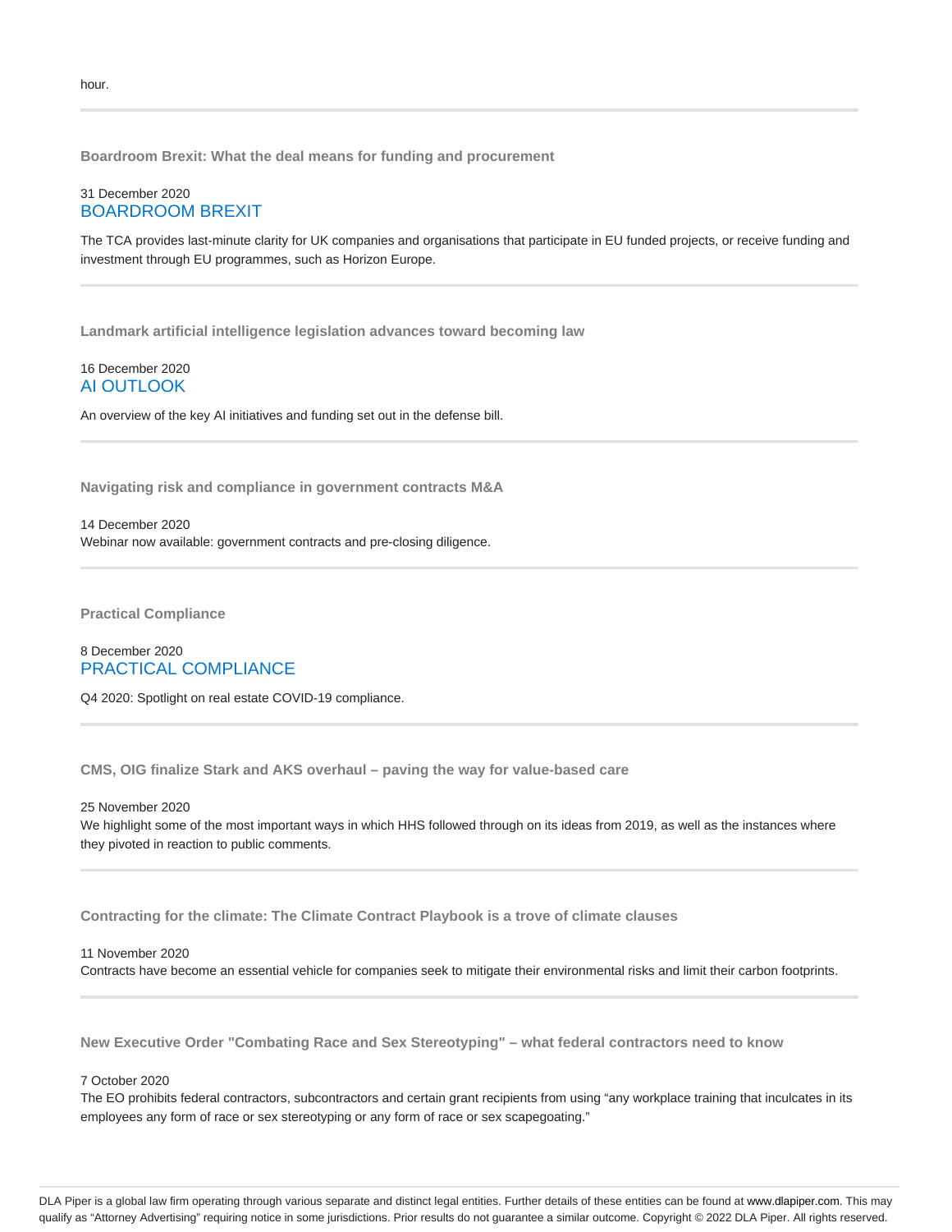hour.

---

### Boardroom Brexit: What the deal means for funding and procurement

31 December 2020
BOARDROOM BREXIT

The TCA provides last-minute clarity for UK companies and organisations that participate in EU funded projects, or receive funding and investment through EU programmes, such as Horizon Europe.

---

### Landmark artificial intelligence legislation advances toward becoming law

16 December 2020
AI OUTLOOK

An overview of the key AI initiatives and funding set out in the defense bill.

---

### Navigating risk and compliance in government contracts M&A

14 December 2020
Webinar now available: government contracts and pre-closing diligence.

---

### Practical Compliance

8 December 2020
PRACTICAL COMPLIANCE

Q4 2020: Spotlight on real estate COVID-19 compliance.

---

### CMS, OIG finalize Stark and AKS overhaul – paving the way for value-based care

25 November 2020
We highlight some of the most important ways in which HHS followed through on its ideas from 2019, as well as the instances where they pivoted in reaction to public comments.

---

### Contracting for the climate: The Climate Contract Playbook is a trove of climate clauses

11 November 2020
Contracts have become an essential vehicle for companies seek to mitigate their environmental risks and limit their carbon footprints.

---

### New Executive Order "Combating Race and Sex Stereotyping" – what federal contractors need to know

7 October 2020
The EO prohibits federal contractors, subcontractors and certain grant recipients from using "any workplace training that inculcates in its employees any form of race or sex stereotyping or any form of race or sex scapegoating."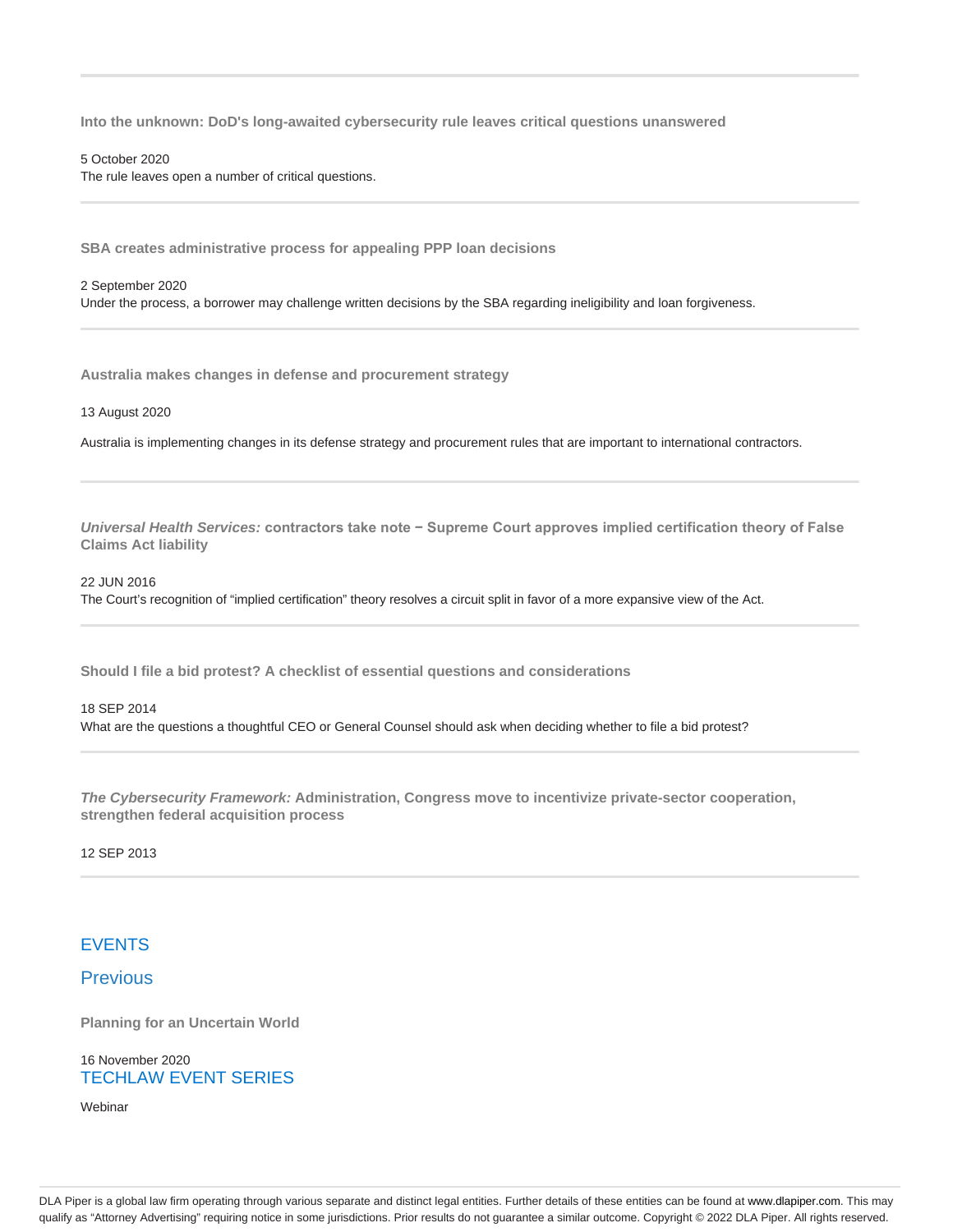---

**Into the unknown: DoD's long-awaited cybersecurity rule leaves critical questions unanswered**

5 October 2020
The rule leaves open a number of critical questions.

---

**SBA creates administrative process for appealing PPP loan decisions**

2 September 2020
Under the process, a borrower may challenge written decisions by the SBA regarding ineligibility and loan forgiveness.

---

**Australia makes changes in defense and procurement strategy**

13 August 2020

Australia is implementing changes in its defense strategy and procurement rules that are important to international contractors.

---

***Universal Health Services:* contractors take note − Supreme Court approves implied certification theory of False Claims Act liability**

22 JUN 2016
The Court's recognition of "implied certification" theory resolves a circuit split in favor of a more expansive view of the Act.

---

**Should I file a bid protest? A checklist of essential questions and considerations**

18 SEP 2014
What are the questions a thoughtful CEO or General Counsel should ask when deciding whether to file a bid protest?

---

***The Cybersecurity Framework:* Administration, Congress move to incentivize private-sector cooperation, strengthen federal acquisition process**

12 SEP 2013

---

## EVENTS

### Previous

**Planning for an Uncertain World**

16 November 2020
TECHLAW EVENT SERIES

Webinar

DLA Piper is a global law firm operating through various separate and distinct legal entities. Further details of these entities can be found at www.dlapiper.com. This may qualify as "Attorney Advertising" requiring notice in some jurisdictions. Prior results do not guarantee a similar outcome. Copyright © 2022 DLA Piper. All rights reserved.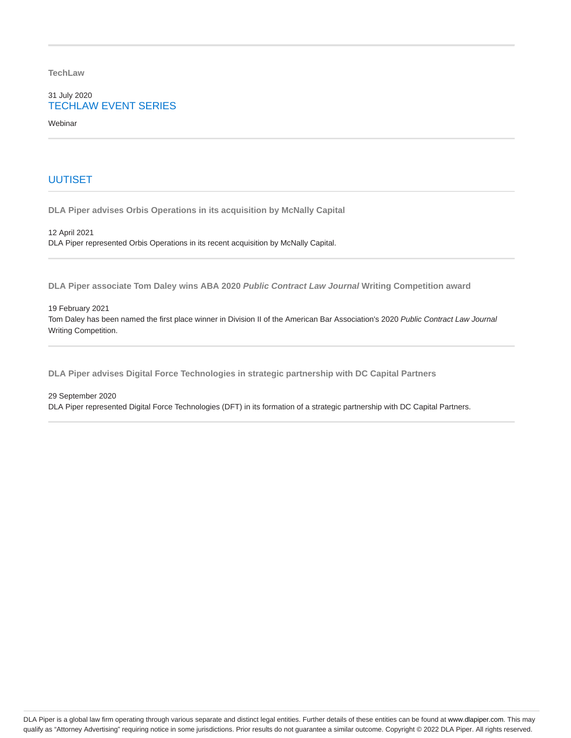**TechLaw**

31 July 2020

### TECHLAW EVENT SERIES

Webinar

## UUTISET

**DLA Piper advises Orbis Operations in its acquisition by McNally Capital**

12 April 2021

DLA Piper represented Orbis Operations in its recent acquisition by McNally Capital.

**DLA Piper associate Tom Daley wins ABA 2020 *Public Contract Law Journal* Writing Competition award**

19 February 2021

Tom Daley has been named the first place winner in Division II of the American Bar Association's 2020 *Public Contract Law Journal* Writing Competition.

**DLA Piper advises Digital Force Technologies in strategic partnership with DC Capital Partners**

29 September 2020

DLA Piper represented Digital Force Technologies (DFT) in its formation of a strategic partnership with DC Capital Partners.